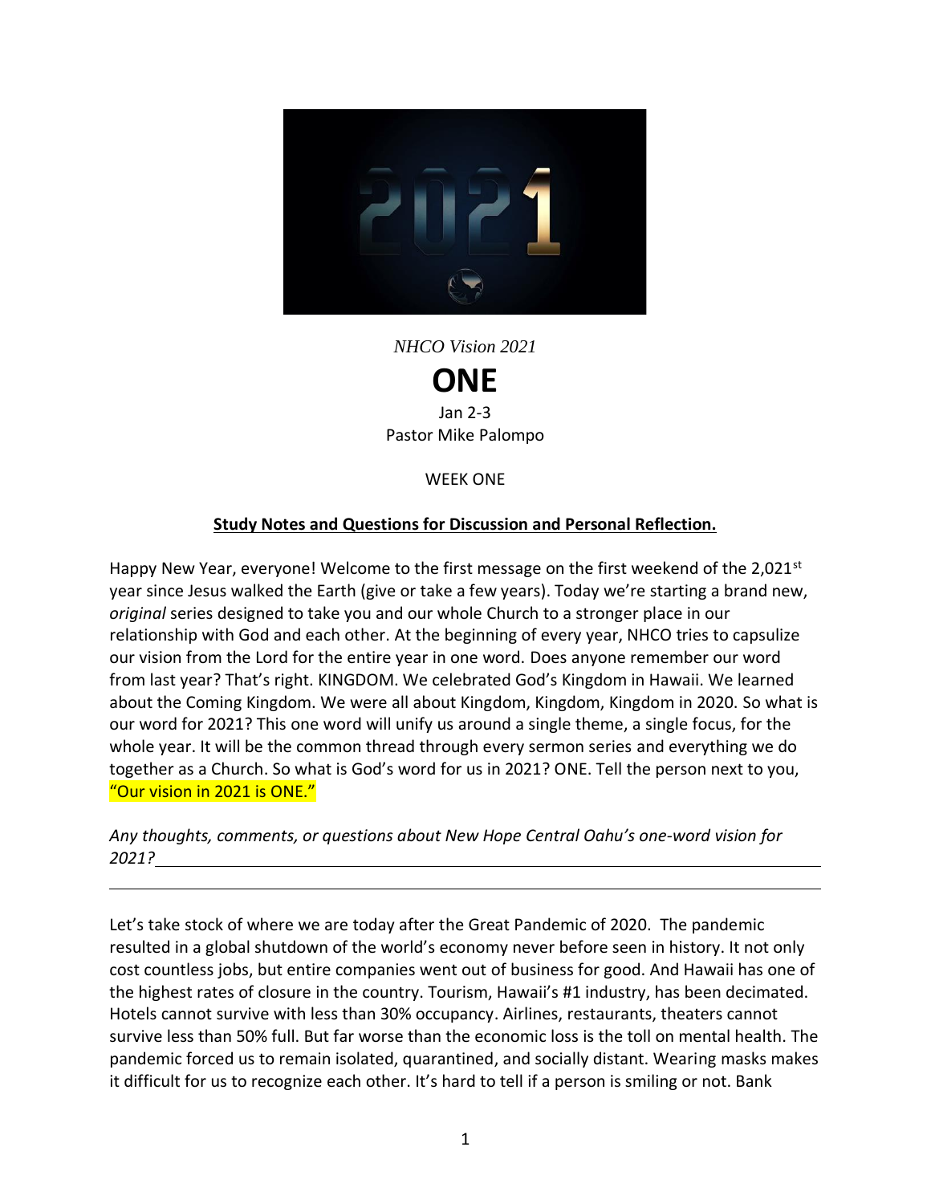*NHCO Vision 2021*

# ONE

Jan 2-3
Pastor Mike Palompo

WEEK ONE

**Study Notes and Questions for Discussion and Personal Reflection.**

Happy New Year, everyone! Welcome to the first message on the first weekend of the 2,021st year since Jesus walked the Earth (give or take a few years). Today we're starting a brand new, *original* series designed to take you and our whole Church to a stronger place in our relationship with God and each other. At the beginning of every year, NHCO tries to capsulize our vision from the Lord for the entire year in one word. Does anyone remember our word from last year? That's right. KINGDOM. We celebrated God's Kingdom in Hawaii. We learned about the Coming Kingdom. We were all about Kingdom, Kingdom, Kingdom in 2020. So what is our word for 2021? This one word will unify us around a single theme, a single focus, for the whole year. It will be the common thread through every sermon series and everything we do together as a Church. So what is God's word for us in 2021? ONE. Tell the person next to you, "Our vision in 2021 is ONE."

*Any thoughts, comments, or questions about New Hope Central Oahu's one-word vision for 2021?*\_\_\_\_\_\_\_\_\_\_\_\_\_\_\_\_\_\_\_\_\_\_\_\_\_\_\_\_\_\_\_\_\_\_\_\_\_\_\_\_\_\_\_\_\_\_\_\_\_\_\_\_\_\_\_\_\_\_\_\_

\_\_\_\_\_\_\_\_\_\_\_\_\_\_\_\_\_\_\_\_\_\_\_\_\_\_\_\_\_\_\_\_\_\_\_\_\_\_\_\_\_\_\_\_\_\_\_\_\_\_\_\_\_\_\_\_\_\_\_\_\_\_\_\_\_\_\_\_\_\_\_\_\_\_\_\_\_\_

Let's take stock of where we are today after the Great Pandemic of 2020. The pandemic resulted in a global shutdown of the world's economy never before seen in history. It not only cost countless jobs, but entire companies went out of business for good. And Hawaii has one of the highest rates of closure in the country. Tourism, Hawaii's #1 industry, has been decimated. Hotels cannot survive with less than 30% occupancy. Airlines, restaurants, theaters cannot survive less than 50% full. But far worse than the economic loss is the toll on mental health. The pandemic forced us to remain isolated, quarantined, and socially distant. Wearing masks makes it difficult for us to recognize each other. It's hard to tell if a person is smiling or not. Bank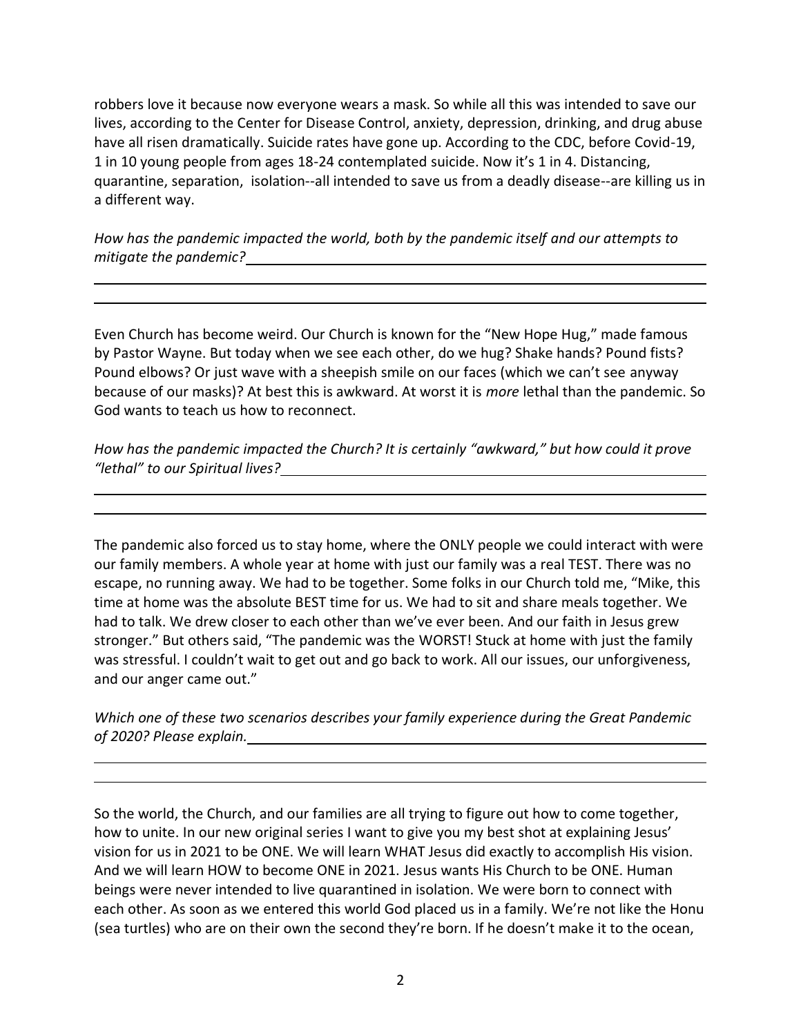robbers love it because now everyone wears a mask. So while all this was intended to save our lives, according to the Center for Disease Control, anxiety, depression, drinking, and drug abuse have all risen dramatically. Suicide rates have gone up. According to the CDC, before Covid-19, 1 in 10 young people from ages 18-24 contemplated suicide. Now it's 1 in 4. Distancing, quarantine, separation, isolation--all intended to save us from a deadly disease--are killing us in a different way.

*How has the pandemic impacted the world, both by the pandemic itself and our attempts to mitigate the pandemic?*\_\_\_\_\_\_\_\_\_\_\_\_\_\_\_\_\_\_\_\_\_\_\_\_\_\_\_\_\_\_\_\_\_\_\_\_\_\_\_\_

\_\_\_\_\_\_\_\_\_\_\_\_\_\_\_\_\_\_\_\_\_\_\_\_\_\_\_\_\_\_\_\_\_\_\_\_\_\_\_\_\_\_\_\_\_\_\_\_\_\_\_\_\_\_\_\_\_\_\_\_\_\_\_\_\_\_\_\_\_\_\_\_\_\_

\_\_\_\_\_\_\_\_\_\_\_\_\_\_\_\_\_\_\_\_\_\_\_\_\_\_\_\_\_\_\_\_\_\_\_\_\_\_\_\_\_\_\_\_\_\_\_\_\_\_\_\_\_\_\_\_\_\_\_\_\_\_\_\_\_\_\_\_\_\_\_\_\_\_

Even Church has become weird. Our Church is known for the "New Hope Hug," made famous by Pastor Wayne. But today when we see each other, do we hug? Shake hands? Pound fists? Pound elbows? Or just wave with a sheepish smile on our faces (which we can't see anyway because of our masks)? At best this is awkward. At worst it is *more* lethal than the pandemic. So God wants to teach us how to reconnect.

*How has the pandemic impacted the Church? It is certainly "awkward," but how could it prove "lethal" to our Spiritual lives?*\_\_\_\_\_\_\_\_\_\_\_\_\_\_\_\_\_\_\_\_\_\_\_\_\_\_\_\_\_\_\_\_\_\_\_\_\_\_\_\_

\_\_\_\_\_\_\_\_\_\_\_\_\_\_\_\_\_\_\_\_\_\_\_\_\_\_\_\_\_\_\_\_\_\_\_\_\_\_\_\_\_\_\_\_\_\_\_\_\_\_\_\_\_\_\_\_\_\_\_\_\_\_\_\_\_\_\_\_\_\_\_\_\_\_

\_\_\_\_\_\_\_\_\_\_\_\_\_\_\_\_\_\_\_\_\_\_\_\_\_\_\_\_\_\_\_\_\_\_\_\_\_\_\_\_\_\_\_\_\_\_\_\_\_\_\_\_\_\_\_\_\_\_\_\_\_\_\_\_\_\_\_\_\_\_\_\_\_\_

The pandemic also forced us to stay home, where the ONLY people we could interact with were our family members. A whole year at home with just our family was a real TEST. There was no escape, no running away. We had to be together. Some folks in our Church told me, "Mike, this time at home was the absolute BEST time for us. We had to sit and share meals together. We had to talk. We drew closer to each other than we've ever been. And our faith in Jesus grew stronger." But others said, "The pandemic was the WORST! Stuck at home with just the family was stressful. I couldn't wait to get out and go back to work. All our issues, our unforgiveness, and our anger came out."

*Which one of these two scenarios describes your family experience during the Great Pandemic of 2020? Please explain.*\_\_\_\_\_\_\_\_\_\_\_\_\_\_\_\_\_\_\_\_\_\_\_\_\_\_\_\_\_\_\_\_\_\_\_\_\_\_\_\_

\_\_\_\_\_\_\_\_\_\_\_\_\_\_\_\_\_\_\_\_\_\_\_\_\_\_\_\_\_\_\_\_\_\_\_\_\_\_\_\_\_\_\_\_\_\_\_\_\_\_\_\_\_\_\_\_\_\_\_\_\_\_\_\_\_\_\_\_\_\_\_\_\_\_

\_\_\_\_\_\_\_\_\_\_\_\_\_\_\_\_\_\_\_\_\_\_\_\_\_\_\_\_\_\_\_\_\_\_\_\_\_\_\_\_\_\_\_\_\_\_\_\_\_\_\_\_\_\_\_\_\_\_\_\_\_\_\_\_\_\_\_\_\_\_\_\_\_\_

So the world, the Church, and our families are all trying to figure out how to come together, how to unite. In our new original series I want to give you my best shot at explaining Jesus' vision for us in 2021 to be ONE. We will learn WHAT Jesus did exactly to accomplish His vision. And we will learn HOW to become ONE in 2021. Jesus wants His Church to be ONE. Human beings were never intended to live quarantined in isolation. We were born to connect with each other. As soon as we entered this world God placed us in a family. We're not like the Honu (sea turtles) who are on their own the second they're born. If he doesn't make it to the ocean,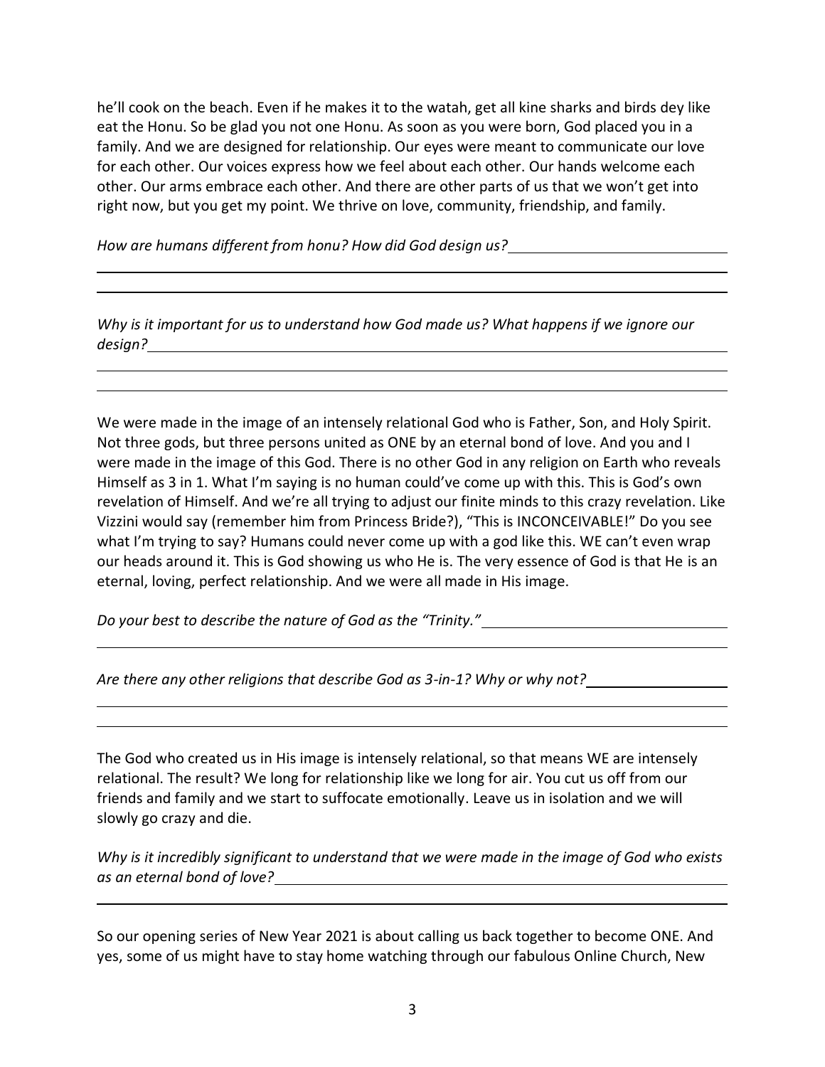he'll cook on the beach. Even if he makes it to the watah, get all kine sharks and birds dey like eat the Honu. So be glad you not one Honu. As soon as you were born, God placed you in a family. And we are designed for relationship. Our eyes were meant to communicate our love for each other. Our voices express how we feel about each other. Our hands welcome each other. Our arms embrace each other. And there are other parts of us that we won't get into right now, but you get my point. We thrive on love, community, friendship, and family.

*How are humans different from honu? How did God design us?*\_\_\_\_\_\_\_\_\_\_\_\_\_\_\_\_\_\_\_\_\_\_\_\_\_\_\_\_

\_\_\_\_\_\_\_\_\_\_\_\_\_\_\_\_\_\_\_\_\_\_\_\_\_\_\_\_\_\_\_\_\_\_\_\_\_\_\_\_\_\_\_\_\_\_\_\_\_\_\_\_\_\_\_\_\_\_\_\_\_\_\_\_\_\_\_\_\_\_\_\_\_\_\_\_\_\_

\_\_\_\_\_\_\_\_\_\_\_\_\_\_\_\_\_\_\_\_\_\_\_\_\_\_\_\_\_\_\_\_\_\_\_\_\_\_\_\_\_\_\_\_\_\_\_\_\_\_\_\_\_\_\_\_\_\_\_\_\_\_\_\_\_\_\_\_\_\_\_\_\_\_\_\_\_\_

*Why is it important for us to understand how God made us? What happens if we ignore our design?*\_\_\_\_\_\_\_\_\_\_\_\_\_\_\_\_\_\_\_\_\_\_\_\_\_\_\_\_\_\_\_\_\_\_\_\_\_\_\_\_\_\_\_\_\_\_\_\_\_\_\_\_\_\_\_\_\_\_\_\_\_\_\_\_\_\_\_\_\_

\_\_\_\_\_\_\_\_\_\_\_\_\_\_\_\_\_\_\_\_\_\_\_\_\_\_\_\_\_\_\_\_\_\_\_\_\_\_\_\_\_\_\_\_\_\_\_\_\_\_\_\_\_\_\_\_\_\_\_\_\_\_\_\_\_\_\_\_\_\_\_\_\_\_\_\_\_\_

\_\_\_\_\_\_\_\_\_\_\_\_\_\_\_\_\_\_\_\_\_\_\_\_\_\_\_\_\_\_\_\_\_\_\_\_\_\_\_\_\_\_\_\_\_\_\_\_\_\_\_\_\_\_\_\_\_\_\_\_\_\_\_\_\_\_\_\_\_\_\_\_\_\_\_\_\_\_

We were made in the image of an intensely relational God who is Father, Son, and Holy Spirit. Not three gods, but three persons united as ONE by an eternal bond of love. And you and I were made in the image of this God. There is no other God in any religion on Earth who reveals Himself as 3 in 1. What I'm saying is no human could've come up with this. This is God's own revelation of Himself. And we're all trying to adjust our finite minds to this crazy revelation. Like Vizzini would say (remember him from Princess Bride?), "This is INCONCEIVABLE!" Do you see what I'm trying to say? Humans could never come up with a god like this. WE can't even wrap our heads around it. This is God showing us who He is. The very essence of God is that He is an eternal, loving, perfect relationship. And we were all made in His image.

*Do your best to describe the nature of God as the "Trinity."*\_\_\_\_\_\_\_\_\_\_\_\_\_\_\_\_\_\_\_\_\_\_\_\_\_\_\_\_\_\_

\_\_\_\_\_\_\_\_\_\_\_\_\_\_\_\_\_\_\_\_\_\_\_\_\_\_\_\_\_\_\_\_\_\_\_\_\_\_\_\_\_\_\_\_\_\_\_\_\_\_\_\_\_\_\_\_\_\_\_\_\_\_\_\_\_\_\_\_\_\_\_\_\_\_\_\_\_\_

*Are there any other religions that describe God as 3-in-1? Why or why not?*\_\_\_\_\_\_\_\_\_\_\_\_\_\_\_\_\_\_\_\_

\_\_\_\_\_\_\_\_\_\_\_\_\_\_\_\_\_\_\_\_\_\_\_\_\_\_\_\_\_\_\_\_\_\_\_\_\_\_\_\_\_\_\_\_\_\_\_\_\_\_\_\_\_\_\_\_\_\_\_\_\_\_\_\_\_\_\_\_\_\_\_\_\_\_\_\_\_\_

\_\_\_\_\_\_\_\_\_\_\_\_\_\_\_\_\_\_\_\_\_\_\_\_\_\_\_\_\_\_\_\_\_\_\_\_\_\_\_\_\_\_\_\_\_\_\_\_\_\_\_\_\_\_\_\_\_\_\_\_\_\_\_\_\_\_\_\_\_\_\_\_\_\_\_\_\_\_

The God who created us in His image is intensely relational, so that means WE are intensely relational. The result? We long for relationship like we long for air. You cut us off from our friends and family and we start to suffocate emotionally. Leave us in isolation and we will slowly go crazy and die.

*Why is it incredibly significant to understand that we were made in the image of God who exists as an eternal bond of love?*\_\_\_\_\_\_\_\_\_\_\_\_\_\_\_\_\_\_\_\_\_\_\_\_\_\_\_\_\_\_\_\_\_\_\_\_\_\_\_\_\_\_\_\_\_\_\_\_\_\_\_\_\_\_\_\_\_\_\_\_\_

\_\_\_\_\_\_\_\_\_\_\_\_\_\_\_\_\_\_\_\_\_\_\_\_\_\_\_\_\_\_\_\_\_\_\_\_\_\_\_\_\_\_\_\_\_\_\_\_\_\_\_\_\_\_\_\_\_\_\_\_\_\_\_\_\_\_\_\_\_\_\_\_\_\_\_\_\_\_

So our opening series of New Year 2021 is about calling us back together to become ONE. And yes, some of us might have to stay home watching through our fabulous Online Church, New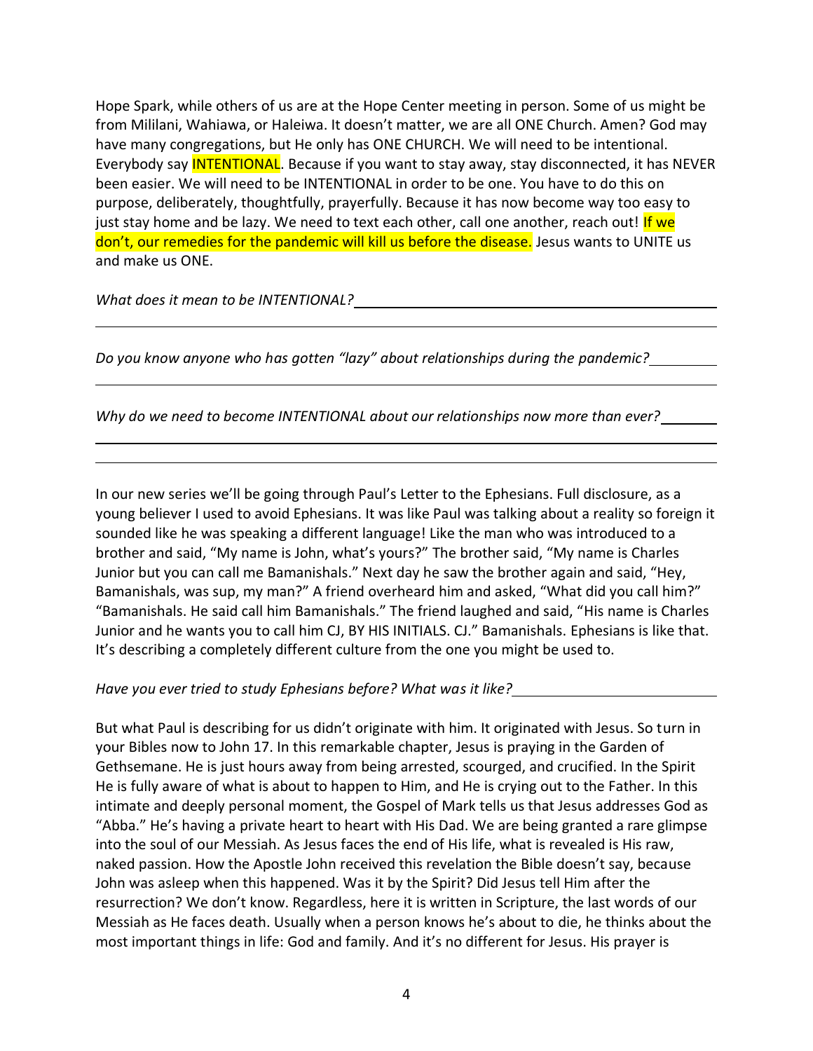Hope Spark, while others of us are at the Hope Center meeting in person. Some of us might be from Mililani, Wahiawa, or Haleiwa. It doesn't matter, we are all ONE Church. Amen? God may have many congregations, but He only has ONE CHURCH. We will need to be intentional. Everybody say INTENTIONAL. Because if you want to stay away, stay disconnected, it has NEVER been easier. We will need to be INTENTIONAL in order to be one. You have to do this on purpose, deliberately, thoughtfully, prayerfully. Because it has now become way too easy to just stay home and be lazy. We need to text each other, call one another, reach out! If we don't, our remedies for the pandemic will kill us before the disease. Jesus wants to UNITE us and make us ONE.

*What does it mean to be INTENTIONAL?* \_\_\_\_\_\_\_\_\_\_\_\_\_\_\_\_\_\_\_\_\_\_\_\_\_\_\_\_\_\_\_\_\_\_\_\_\_\_\_\_

\_\_\_\_\_\_\_\_\_\_\_\_\_\_\_\_\_\_\_\_\_\_\_\_\_\_\_\_\_\_\_\_\_\_\_\_\_\_\_\_\_\_\_\_\_\_\_\_\_\_\_\_\_\_\_\_\_\_\_\_\_\_\_\_\_\_\_\_\_\_\_\_\_\_\_\_\_\_

*Do you know anyone who has gotten "lazy" about relationships during the pandemic?* \_\_\_\_\_\_\_\_

\_\_\_\_\_\_\_\_\_\_\_\_\_\_\_\_\_\_\_\_\_\_\_\_\_\_\_\_\_\_\_\_\_\_\_\_\_\_\_\_\_\_\_\_\_\_\_\_\_\_\_\_\_\_\_\_\_\_\_\_\_\_\_\_\_\_\_\_\_\_\_\_\_\_\_\_\_\_

*Why do we need to become INTENTIONAL about our relationships now more than ever?* \_\_\_\_\_\_\_

\_\_\_\_\_\_\_\_\_\_\_\_\_\_\_\_\_\_\_\_\_\_\_\_\_\_\_\_\_\_\_\_\_\_\_\_\_\_\_\_\_\_\_\_\_\_\_\_\_\_\_\_\_\_\_\_\_\_\_\_\_\_\_\_\_\_\_\_\_\_\_\_\_\_\_\_\_\_

\_\_\_\_\_\_\_\_\_\_\_\_\_\_\_\_\_\_\_\_\_\_\_\_\_\_\_\_\_\_\_\_\_\_\_\_\_\_\_\_\_\_\_\_\_\_\_\_\_\_\_\_\_\_\_\_\_\_\_\_\_\_\_\_\_\_\_\_\_\_\_\_\_\_\_\_\_\_

In our new series we'll be going through Paul's Letter to the Ephesians. Full disclosure, as a young believer I used to avoid Ephesians. It was like Paul was talking about a reality so foreign it sounded like he was speaking a different language! Like the man who was introduced to a brother and said, "My name is John, what's yours?" The brother said, "My name is Charles Junior but you can call me Bamanishals." Next day he saw the brother again and said, "Hey, Bamanishals, was sup, my man?" A friend overheard him and asked, "What did you call him?" "Bamanishals. He said call him Bamanishals." The friend laughed and said, "His name is Charles Junior and he wants you to call him CJ, BY HIS INITIALS. CJ." Bamanishals. Ephesians is like that. It's describing a completely different culture from the one you might be used to.

*Have you ever tried to study Ephesians before? What was it like?* \_\_\_\_\_\_\_\_\_\_\_\_\_\_\_\_\_\_\_\_\_\_\_\_

But what Paul is describing for us didn't originate with him. It originated with Jesus. So turn in your Bibles now to John 17. In this remarkable chapter, Jesus is praying in the Garden of Gethsemane. He is just hours away from being arrested, scourged, and crucified. In the Spirit He is fully aware of what is about to happen to Him, and He is crying out to the Father. In this intimate and deeply personal moment, the Gospel of Mark tells us that Jesus addresses God as "Abba." He's having a private heart to heart with His Dad. We are being granted a rare glimpse into the soul of our Messiah. As Jesus faces the end of His life, what is revealed is His raw, naked passion. How the Apostle John received this revelation the Bible doesn't say, because John was asleep when this happened. Was it by the Spirit? Did Jesus tell Him after the resurrection? We don't know. Regardless, here it is written in Scripture, the last words of our Messiah as He faces death. Usually when a person knows he's about to die, he thinks about the most important things in life: God and family. And it's no different for Jesus. His prayer is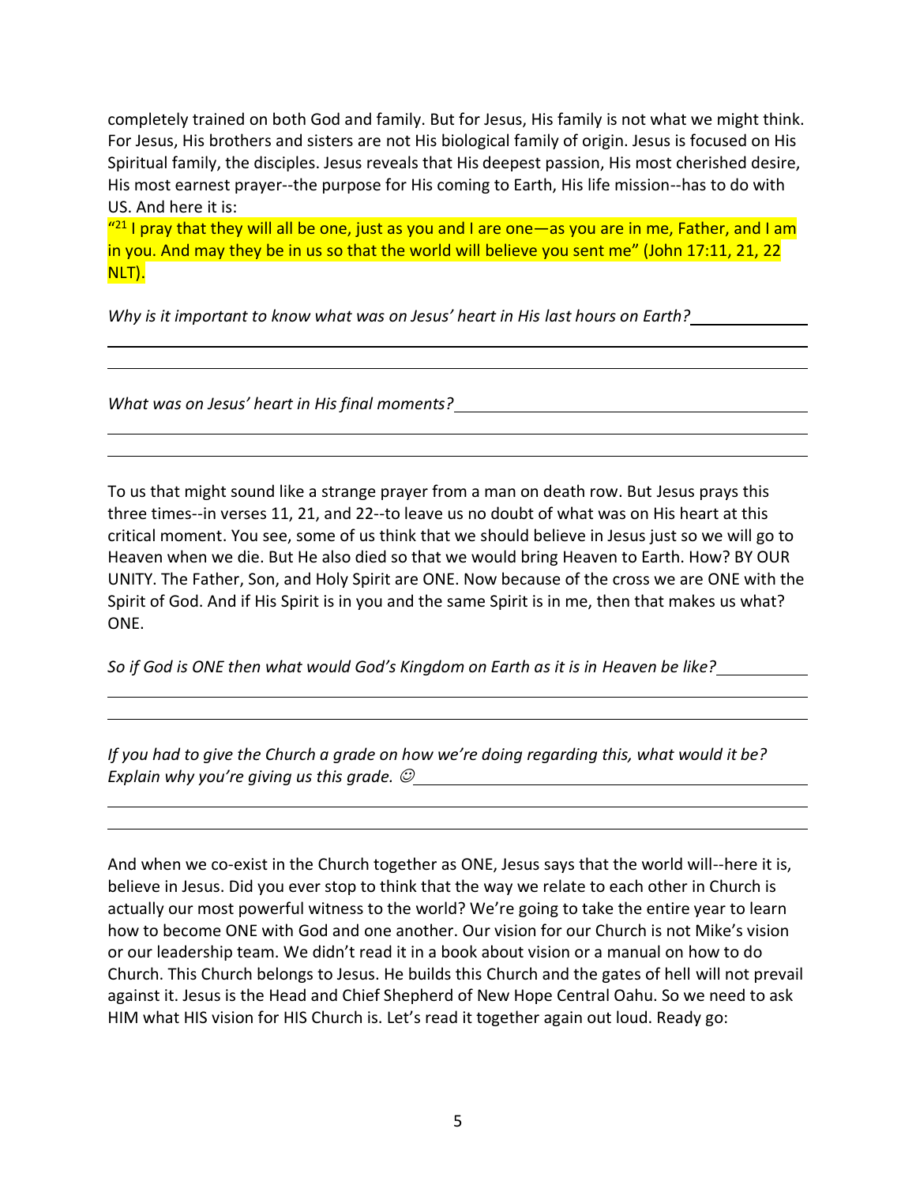completely trained on both God and family. But for Jesus, His family is not what we might think. For Jesus, His brothers and sisters are not His biological family of origin. Jesus is focused on His Spiritual family, the disciples. Jesus reveals that His deepest passion, His most cherished desire, His most earnest prayer--the purpose for His coming to Earth, His life mission--has to do with US. And here it is:

"[21] I pray that they will all be one, just as you and I are one—as you are in me, Father, and I am in you. And may they be in us so that the world will believe you sent me" (John 17:11, 21, 22 NLT).

*Why is it important to know what was on Jesus' heart in His last hours on Earth?* ______________

______________________________________________________________________________

______________________________________________________________________________

*What was on Jesus' heart in His final moments?* ______________________________

______________________________________________________________________________

______________________________________________________________________________

To us that might sound like a strange prayer from a man on death row. But Jesus prays this three times--in verses 11, 21, and 22--to leave us no doubt of what was on His heart at this critical moment. You see, some of us think that we should believe in Jesus just so we will go to Heaven when we die. But He also died so that we would bring Heaven to Earth. How? BY OUR UNITY. The Father, Son, and Holy Spirit are ONE. Now because of the cross we are ONE with the Spirit of God. And if His Spirit is in you and the same Spirit is in me, then that makes us what? ONE.

*So if God is ONE then what would God's Kingdom on Earth as it is in Heaven be like?* ____________

______________________________________________________________________________

______________________________________________________________________________

*If you had to give the Church a grade on how we're doing regarding this, what would it be? Explain why you're giving us this grade.* ☺ ______________________________

______________________________________________________________________________

______________________________________________________________________________

And when we co-exist in the Church together as ONE, Jesus says that the world will--here it is, believe in Jesus. Did you ever stop to think that the way we relate to each other in Church is actually our most powerful witness to the world? We're going to take the entire year to learn how to become ONE with God and one another. Our vision for our Church is not Mike's vision or our leadership team. We didn't read it in a book about vision or a manual on how to do Church. This Church belongs to Jesus. He builds this Church and the gates of hell will not prevail against it. Jesus is the Head and Chief Shepherd of New Hope Central Oahu. So we need to ask HIM what HIS vision for HIS Church is. Let's read it together again out loud. Ready go: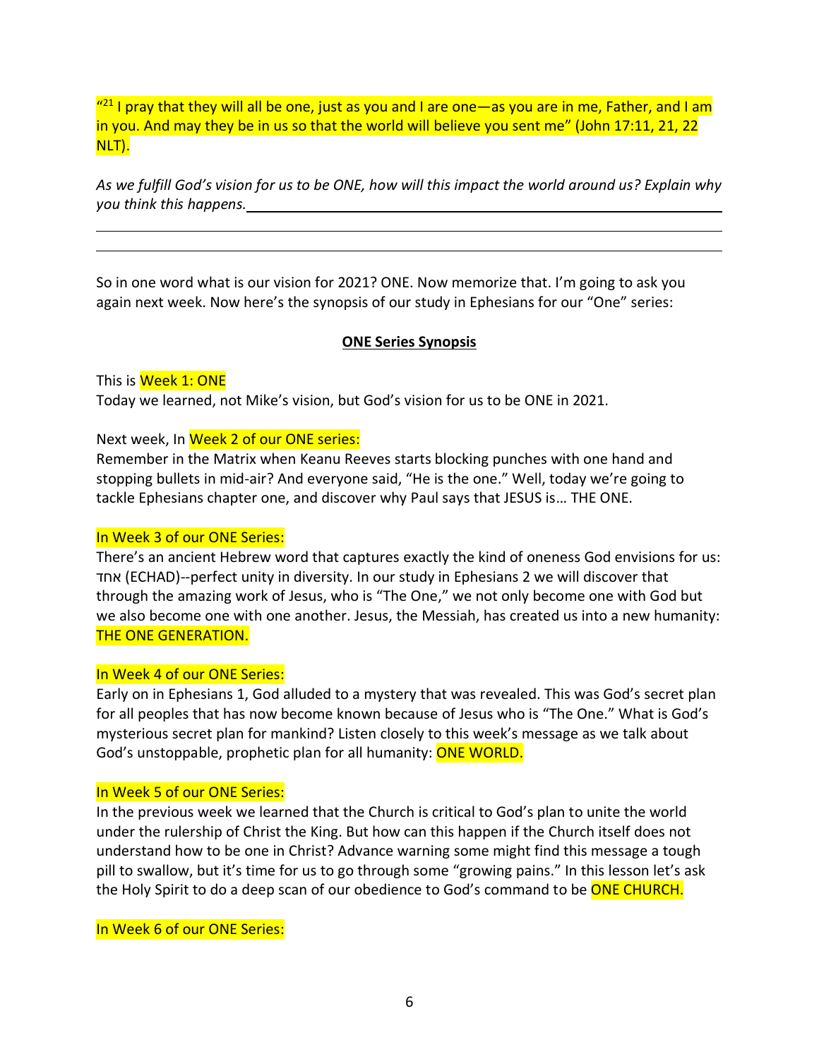“[21] I pray that they will all be one, just as you and I are one—as you are in me, Father, and I am in you. And may they be in us so that the world will believe you sent me” (John 17:11, 21, 22 NLT).

*As we fulfill God’s vision for us to be ONE, how will this impact the world around us? Explain why you think this happens.* ______________________________________________

__________________________________________________________________________

__________________________________________________________________________

So in one word what is our vision for 2021? ONE. Now memorize that. I’m going to ask you again next week. Now here’s the synopsis of our study in Ephesians for our “One” series:

**ONE Series Synopsis**

This is Week 1: ONE
Today we learned, not Mike’s vision, but God’s vision for us to be ONE in 2021.

Next week, In Week 2 of our ONE series:
Remember in the Matrix when Keanu Reeves starts blocking punches with one hand and stopping bullets in mid-air? And everyone said, “He is the one.” Well, today we’re going to tackle Ephesians chapter one, and discover why Paul says that JESUS is… THE ONE.

In Week 3 of our ONE Series:
There’s an ancient Hebrew word that captures exactly the kind of oneness God envisions for us: אחד (ECHAD)--perfect unity in diversity. In our study in Ephesians 2 we will discover that through the amazing work of Jesus, who is “The One,” we not only become one with God but we also become one with one another. Jesus, the Messiah, has created us into a new humanity: THE ONE GENERATION.

In Week 4 of our ONE Series:
Early on in Ephesians 1, God alluded to a mystery that was revealed. This was God’s secret plan for all peoples that has now become known because of Jesus who is “The One.” What is God’s mysterious secret plan for mankind? Listen closely to this week’s message as we talk about God’s unstoppable, prophetic plan for all humanity: ONE WORLD.

In Week 5 of our ONE Series:
In the previous week we learned that the Church is critical to God’s plan to unite the world under the rulership of Christ the King. But how can this happen if the Church itself does not understand how to be one in Christ? Advance warning some might find this message a tough pill to swallow, but it’s time for us to go through some “growing pains.” In this lesson let’s ask the Holy Spirit to do a deep scan of our obedience to God’s command to be ONE CHURCH.

In Week 6 of our ONE Series: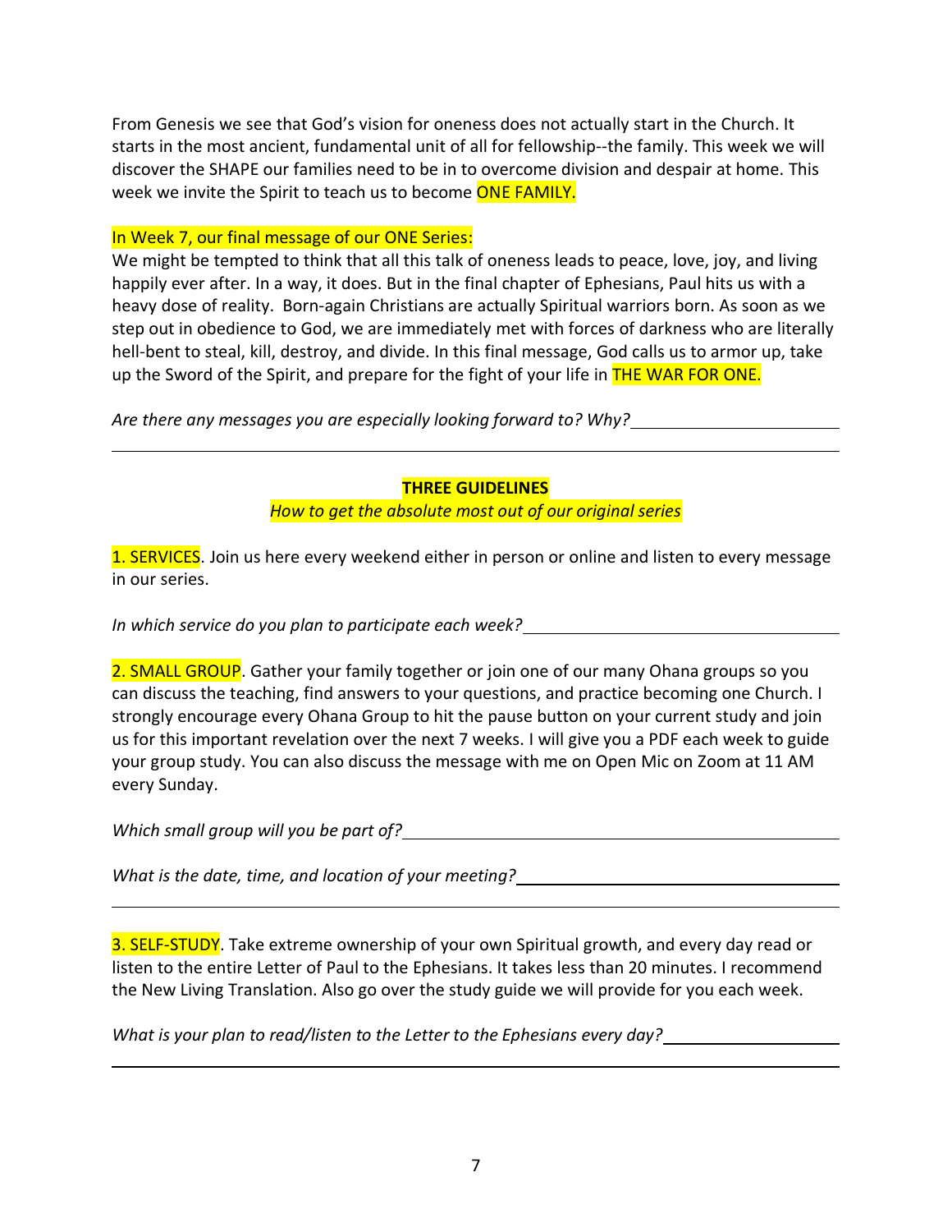From Genesis we see that God's vision for oneness does not actually start in the Church. It starts in the most ancient, fundamental unit of all for fellowship--the family. This week we will discover the SHAPE our families need to be in to overcome division and despair at home. This week we invite the Spirit to teach us to become ONE FAMILY.

In Week 7, our final message of our ONE Series:

We might be tempted to think that all this talk of oneness leads to peace, love, joy, and living happily ever after. In a way, it does. But in the final chapter of Ephesians, Paul hits us with a heavy dose of reality. Born-again Christians are actually Spiritual warriors born. As soon as we step out in obedience to God, we are immediately met with forces of darkness who are literally hell-bent to steal, kill, destroy, and divide. In this final message, God calls us to armor up, take up the Sword of the Spirit, and prepare for the fight of your life in THE WAR FOR ONE.

*Are there any messages you are especially looking forward to? Why?* ______________________

______________________________________________________________________

## THREE GUIDELINES

*How to get the absolute most out of our original series*

1. SERVICES. Join us here every weekend either in person or online and listen to every message in our series.

*In which service do you plan to participate each week?* ______________________

2. SMALL GROUP. Gather your family together or join one of our many Ohana groups so you can discuss the teaching, find answers to your questions, and practice becoming one Church. I strongly encourage every Ohana Group to hit the pause button on your current study and join us for this important revelation over the next 7 weeks. I will give you a PDF each week to guide your group study. You can also discuss the message with me on Open Mic on Zoom at 11 AM every Sunday.

*Which small group will you be part of?* ______________________

*What is the date, time, and location of your meeting?* ______________________

______________________________________________________________________

3. SELF-STUDY. Take extreme ownership of your own Spiritual growth, and every day read or listen to the entire Letter of Paul to the Ephesians. It takes less than 20 minutes. I recommend the New Living Translation. Also go over the study guide we will provide for you each week.

*What is your plan to read/listen to the Letter to the Ephesians every day?* ______________________

______________________________________________________________________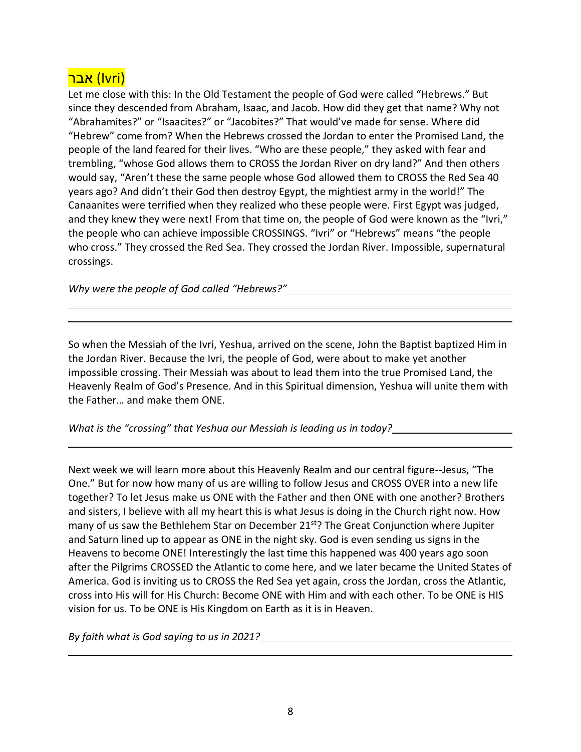## אבר (Ivri)

Let me close with this: In the Old Testament the people of God were called “Hebrews.” But since they descended from Abraham, Isaac, and Jacob. How did they get that name? Why not “Abrahamites?” or “Isaacites?” or “Jacobites?” That would’ve made for sense. Where did “Hebrew” come from? When the Hebrews crossed the Jordan to enter the Promised Land, the people of the land feared for their lives. “Who are these people,” they asked with fear and trembling, “whose God allows them to CROSS the Jordan River on dry land?” And then others would say, “Aren’t these the same people whose God allowed them to CROSS the Red Sea 40 years ago? And didn’t their God then destroy Egypt, the mightiest army in the world!” The Canaanites were terrified when they realized who these people were. First Egypt was judged, and they knew they were next! From that time on, the people of God were known as the “Ivri,” the people who can achieve impossible CROSSINGS. “Ivri” or “Hebrews” means “the people who cross.” They crossed the Red Sea. They crossed the Jordan River. Impossible, supernatural crossings.

*Why were the people of God called “Hebrews?”* ________________________________________

________________________________________________________________________

________________________________________________________________________

So when the Messiah of the Ivri, Yeshua, arrived on the scene, John the Baptist baptized Him in the Jordan River. Because the Ivri, the people of God, were about to make yet another impossible crossing. Their Messiah was about to lead them into the true Promised Land, the Heavenly Realm of God’s Presence. And in this Spiritual dimension, Yeshua will unite them with the Father… and make them ONE.

*What is the “crossing” that Yeshua our Messiah is leading us in today?* ____________________

________________________________________________________________________

Next week we will learn more about this Heavenly Realm and our central figure--Jesus, “The One.” But for now how many of us are willing to follow Jesus and CROSS OVER into a new life together? To let Jesus make us ONE with the Father and then ONE with one another? Brothers and sisters, I believe with all my heart this is what Jesus is doing in the Church right now. How many of us saw the Bethlehem Star on December 21st? The Great Conjunction where Jupiter and Saturn lined up to appear as ONE in the night sky. God is even sending us signs in the Heavens to become ONE! Interestingly the last time this happened was 400 years ago soon after the Pilgrims CROSSED the Atlantic to come here, and we later became the United States of America. God is inviting us to CROSS the Red Sea yet again, cross the Jordan, cross the Atlantic, cross into His will for His Church: Become ONE with Him and with each other. To be ONE is HIS vision for us. To be ONE is His Kingdom on Earth as it is in Heaven.

*By faith what is God saying to us in 2021?* ________________________________________

________________________________________________________________________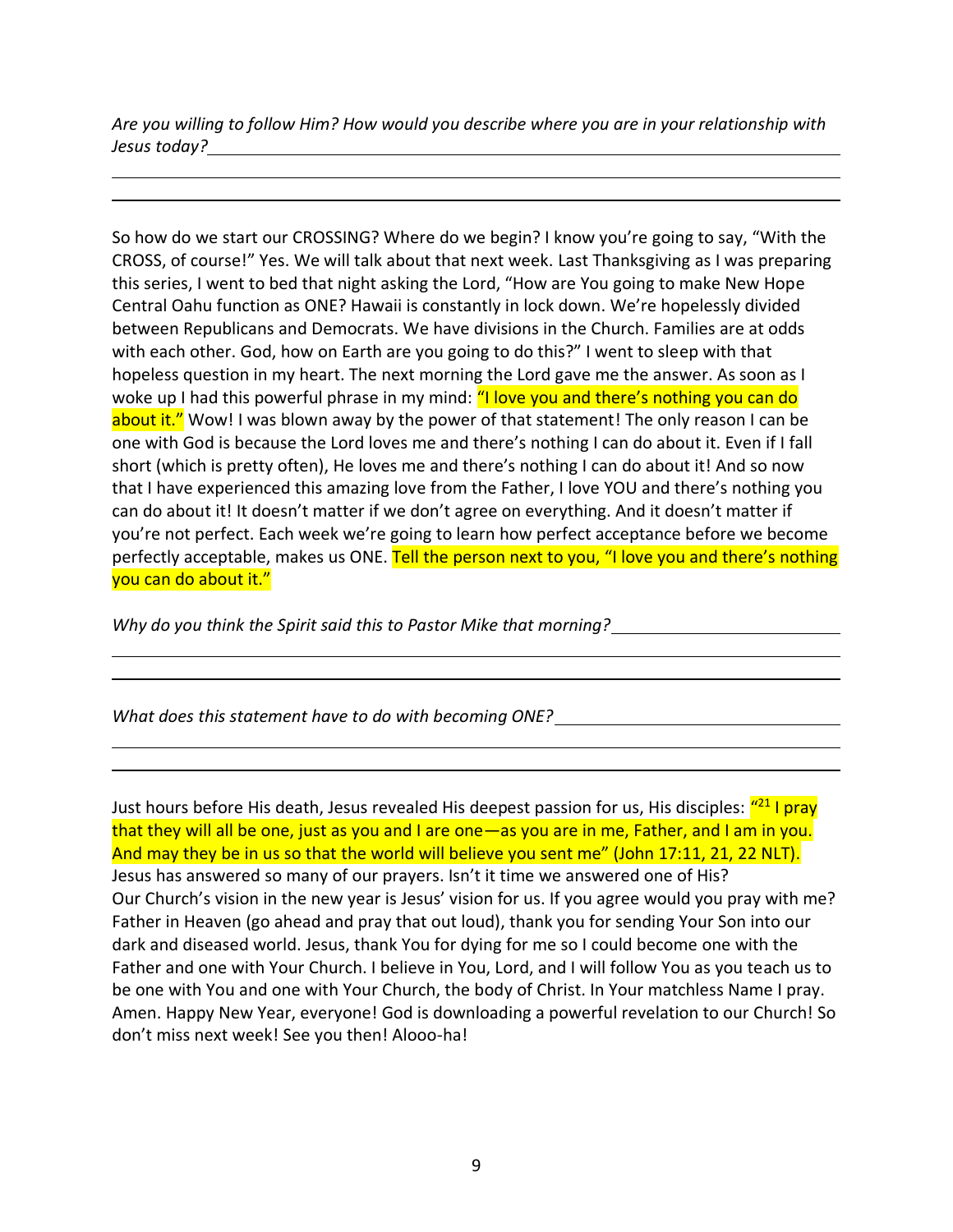*Are you willing to follow Him? How would you describe where you are in your relationship with Jesus today?*\_\_\_\_\_\_\_\_\_\_\_\_\_\_\_\_\_\_\_\_\_\_\_\_\_\_\_\_\_\_\_\_\_\_\_\_\_\_\_\_\_\_\_\_\_\_\_\_\_\_\_\_\_\_\_\_\_\_\_\_\_\_\_\_\_\_

\_\_\_\_\_\_\_\_\_\_\_\_\_\_\_\_\_\_\_\_\_\_\_\_\_\_\_\_\_\_\_\_\_\_\_\_\_\_\_\_\_\_\_\_\_\_\_\_\_\_\_\_\_\_\_\_\_\_\_\_\_\_\_\_\_\_\_\_\_\_\_\_\_\_\_\_\_\_\_\_\_\_\_\_\_\_\_\_\_\_

\_\_\_\_\_\_\_\_\_\_\_\_\_\_\_\_\_\_\_\_\_\_\_\_\_\_\_\_\_\_\_\_\_\_\_\_\_\_\_\_\_\_\_\_\_\_\_\_\_\_\_\_\_\_\_\_\_\_\_\_\_\_\_\_\_\_\_\_\_\_\_\_\_\_\_\_\_\_\_\_\_\_\_\_\_\_\_\_\_\_

So how do we start our CROSSING? Where do we begin? I know you're going to say, "With the CROSS, of course!" Yes. We will talk about that next week. Last Thanksgiving as I was preparing this series, I went to bed that night asking the Lord, "How are You going to make New Hope Central Oahu function as ONE? Hawaii is constantly in lock down. We're hopelessly divided between Republicans and Democrats. We have divisions in the Church. Families are at odds with each other. God, how on Earth are you going to do this?" I went to sleep with that hopeless question in my heart. The next morning the Lord gave me the answer. As soon as I woke up I had this powerful phrase in my mind: "I love you and there's nothing you can do about it." Wow! I was blown away by the power of that statement! The only reason I can be one with God is because the Lord loves me and there's nothing I can do about it. Even if I fall short (which is pretty often), He loves me and there's nothing I can do about it! And so now that I have experienced this amazing love from the Father, I love YOU and there's nothing you can do about it! It doesn't matter if we don't agree on everything. And it doesn't matter if you're not perfect. Each week we're going to learn how perfect acceptance before we become perfectly acceptable, makes us ONE. Tell the person next to you, "I love you and there's nothing you can do about it."

*Why do you think the Spirit said this to Pastor Mike that morning?*\_\_\_\_\_\_\_\_\_\_\_\_\_\_\_\_\_\_\_\_\_\_\_\_\_\_\_\_

\_\_\_\_\_\_\_\_\_\_\_\_\_\_\_\_\_\_\_\_\_\_\_\_\_\_\_\_\_\_\_\_\_\_\_\_\_\_\_\_\_\_\_\_\_\_\_\_\_\_\_\_\_\_\_\_\_\_\_\_\_\_\_\_\_\_\_\_\_\_\_\_\_\_\_\_\_\_\_\_\_\_\_\_\_\_\_\_\_\_

\_\_\_\_\_\_\_\_\_\_\_\_\_\_\_\_\_\_\_\_\_\_\_\_\_\_\_\_\_\_\_\_\_\_\_\_\_\_\_\_\_\_\_\_\_\_\_\_\_\_\_\_\_\_\_\_\_\_\_\_\_\_\_\_\_\_\_\_\_\_\_\_\_\_\_\_\_\_\_\_\_\_\_\_\_\_\_\_\_\_

*What does this statement have to do with becoming ONE?*\_\_\_\_\_\_\_\_\_\_\_\_\_\_\_\_\_\_\_\_\_\_\_\_\_\_\_\_\_\_\_\_\_\_\_\_\_\_

\_\_\_\_\_\_\_\_\_\_\_\_\_\_\_\_\_\_\_\_\_\_\_\_\_\_\_\_\_\_\_\_\_\_\_\_\_\_\_\_\_\_\_\_\_\_\_\_\_\_\_\_\_\_\_\_\_\_\_\_\_\_\_\_\_\_\_\_\_\_\_\_\_\_\_\_\_\_\_\_\_\_\_\_\_\_\_\_\_\_

\_\_\_\_\_\_\_\_\_\_\_\_\_\_\_\_\_\_\_\_\_\_\_\_\_\_\_\_\_\_\_\_\_\_\_\_\_\_\_\_\_\_\_\_\_\_\_\_\_\_\_\_\_\_\_\_\_\_\_\_\_\_\_\_\_\_\_\_\_\_\_\_\_\_\_\_\_\_\_\_\_\_\_\_\_\_\_\_\_\_

Just hours before His death, Jesus revealed His deepest passion for us, His disciples: "[21] I pray that they will all be one, just as you and I are one—as you are in me, Father, and I am in you. And may they be in us so that the world will believe you sent me" (John 17:11, 21, 22 NLT). Jesus has answered so many of our prayers. Isn't it time we answered one of His? Our Church's vision in the new year is Jesus' vision for us. If you agree would you pray with me? Father in Heaven (go ahead and pray that out loud), thank you for sending Your Son into our dark and diseased world. Jesus, thank You for dying for me so I could become one with the Father and one with Your Church. I believe in You, Lord, and I will follow You as you teach us to be one with You and one with Your Church, the body of Christ. In Your matchless Name I pray. Amen. Happy New Year, everyone! God is downloading a powerful revelation to our Church! So don't miss next week! See you then! Alooo-ha!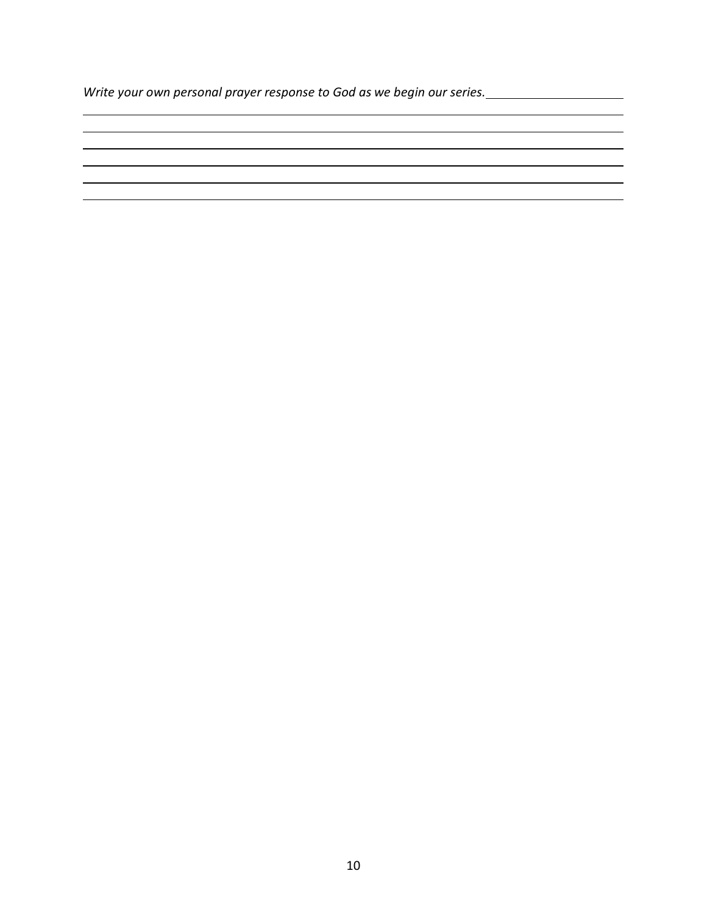*Write your own personal prayer response to God as we begin our series.*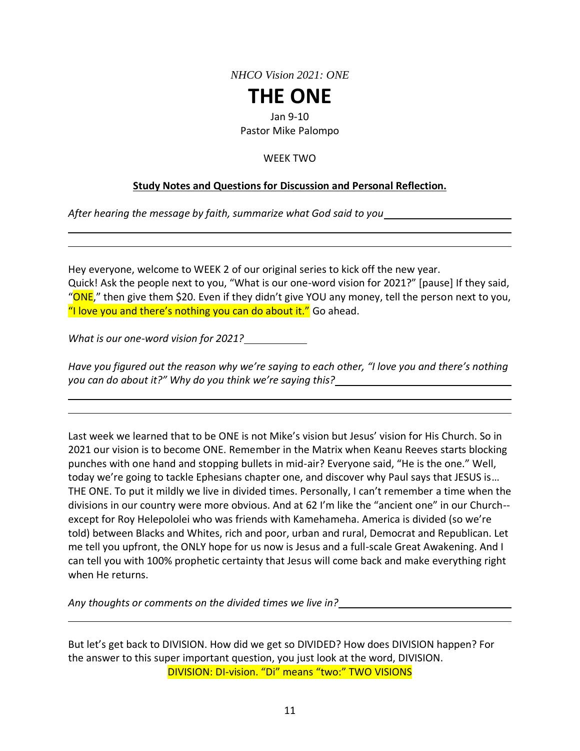*NHCO Vision 2021: ONE*

# THE ONE

Jan 9-10
Pastor Mike Palompo

WEEK TWO

**Study Notes and Questions for Discussion and Personal Reflection.**

*After hearing the message by faith, summarize what God said to you* ______________________

______________________________________________________________________________

______________________________________________________________________________

Hey everyone, welcome to WEEK 2 of our original series to kick off the new year.
Quick! Ask the people next to you, "What is our one-word vision for 2021?" [pause] If they said, "ONE," then give them $20. Even if they didn't give YOU any money, tell the person next to you, "I love you and there's nothing you can do about it." Go ahead.

*What is our one-word vision for 2021?* ___________

*Have you figured out the reason why we're saying to each other, "I love you and there's nothing you can do about it?" Why do you think we're saying this?* ______________________________

______________________________________________________________________________

______________________________________________________________________________

Last week we learned that to be ONE is not Mike's vision but Jesus' vision for His Church. So in 2021 our vision is to become ONE. Remember in the Matrix when Keanu Reeves starts blocking punches with one hand and stopping bullets in mid-air? Everyone said, "He is the one." Well, today we're going to tackle Ephesians chapter one, and discover why Paul says that JESUS is… THE ONE. To put it mildly we live in divided times. Personally, I can't remember a time when the divisions in our country were more obvious. And at 62 I'm like the "ancient one" in our Church--except for Roy Helepololei who was friends with Kamehameha. America is divided (so we're told) between Blacks and Whites, rich and poor, urban and rural, Democrat and Republican. Let me tell you upfront, the ONLY hope for us now is Jesus and a full-scale Great Awakening. And I can tell you with 100% prophetic certainty that Jesus will come back and make everything right when He returns.

*Any thoughts or comments on the divided times we live in?* ______________________________

______________________________________________________________________________

But let's get back to DIVISION. How did we get so DIVIDED? How does DIVISION happen? For the answer to this super important question, you just look at the word, DIVISION.

DIVISION: DI-vision. "Di" means "two:" TWO VISIONS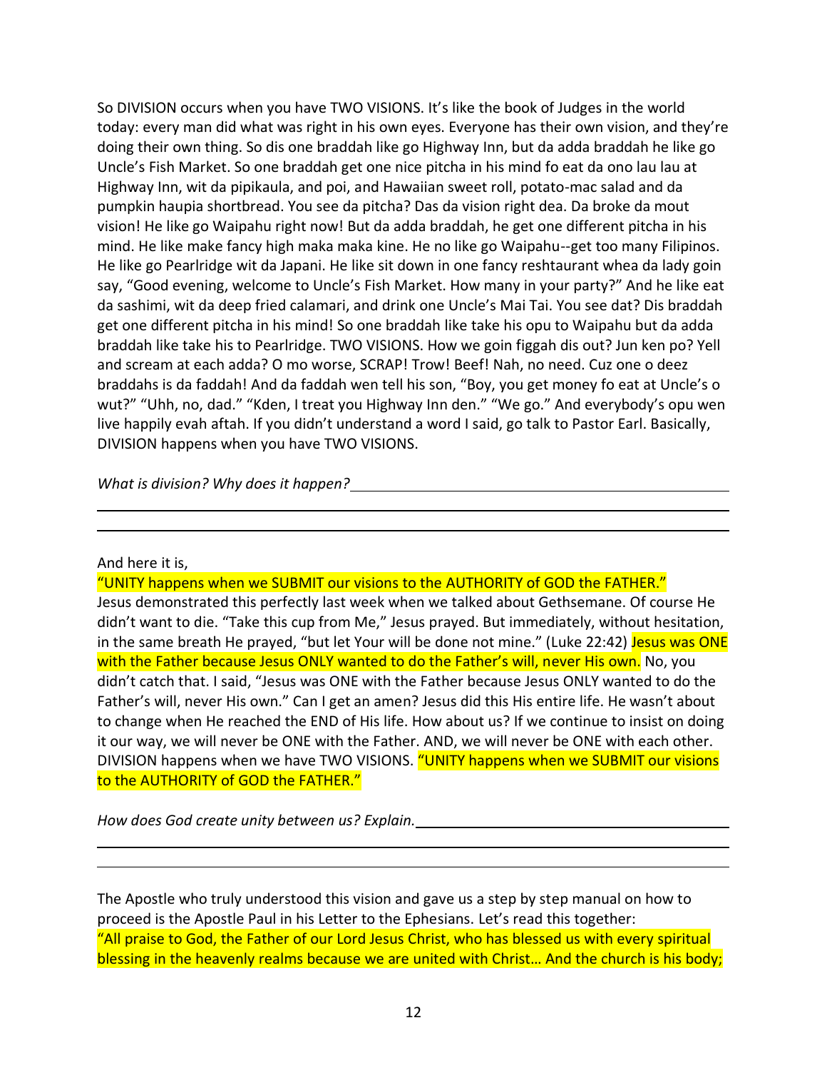So DIVISION occurs when you have TWO VISIONS. It's like the book of Judges in the world today: every man did what was right in his own eyes. Everyone has their own vision, and they're doing their own thing. So dis one braddah like go Highway Inn, but da adda braddah he like go Uncle's Fish Market. So one braddah get one nice pitcha in his mind fo eat da ono lau lau at Highway Inn, wit da pipikaula, and poi, and Hawaiian sweet roll, potato-mac salad and da pumpkin haupia shortbread. You see da pitcha? Das da vision right dea. Da broke da mout vision! He like go Waipahu right now! But da adda braddah, he get one different pitcha in his mind. He like make fancy high maka maka kine. He no like go Waipahu--get too many Filipinos. He like go Pearlridge wit da Japani. He like sit down in one fancy reshtaurant whea da lady goin say, "Good evening, welcome to Uncle's Fish Market. How many in your party?" And he like eat da sashimi, wit da deep fried calamari, and drink one Uncle's Mai Tai. You see dat? Dis braddah get one different pitcha in his mind! So one braddah like take his opu to Waipahu but da adda braddah like take his to Pearlridge. TWO VISIONS. How we goin figgah dis out? Jun ken po? Yell and scream at each adda? O mo worse, SCRAP! Trow! Beef! Nah, no need. Cuz one o deez braddahs is da faddah! And da faddah wen tell his son, "Boy, you get money fo eat at Uncle's o wut?" "Uhh, no, dad." "Kden, I treat you Highway Inn den." "We go." And everybody's opu wen live happily evah aftah. If you didn't understand a word I said, go talk to Pastor Earl. Basically, DIVISION happens when you have TWO VISIONS.

*What is division? Why does it happen?* ______________________________________________

_____________________________________________________________________________

_____________________________________________________________________________

And here it is,

"UNITY happens when we SUBMIT our visions to the AUTHORITY of GOD the FATHER."
Jesus demonstrated this perfectly last week when we talked about Gethsemane. Of course He didn't want to die. "Take this cup from Me," Jesus prayed. But immediately, without hesitation, in the same breath He prayed, "but let Your will be done not mine." (Luke 22:42) Jesus was ONE with the Father because Jesus ONLY wanted to do the Father's will, never His own. No, you didn't catch that. I said, "Jesus was ONE with the Father because Jesus ONLY wanted to do the Father's will, never His own." Can I get an amen? Jesus did this His entire life. He wasn't about to change when He reached the END of His life. How about us? If we continue to insist on doing it our way, we will never be ONE with the Father. AND, we will never be ONE with each other. DIVISION happens when we have TWO VISIONS. "UNITY happens when we SUBMIT our visions to the AUTHORITY of GOD the FATHER."

*How does God create unity between us? Explain.* ______________________________________

_____________________________________________________________________________

_____________________________________________________________________________

The Apostle who truly understood this vision and gave us a step by step manual on how to proceed is the Apostle Paul in his Letter to the Ephesians. Let's read this together:
"All praise to God, the Father of our Lord Jesus Christ, who has blessed us with every spiritual blessing in the heavenly realms because we are united with Christ… And the church is his body;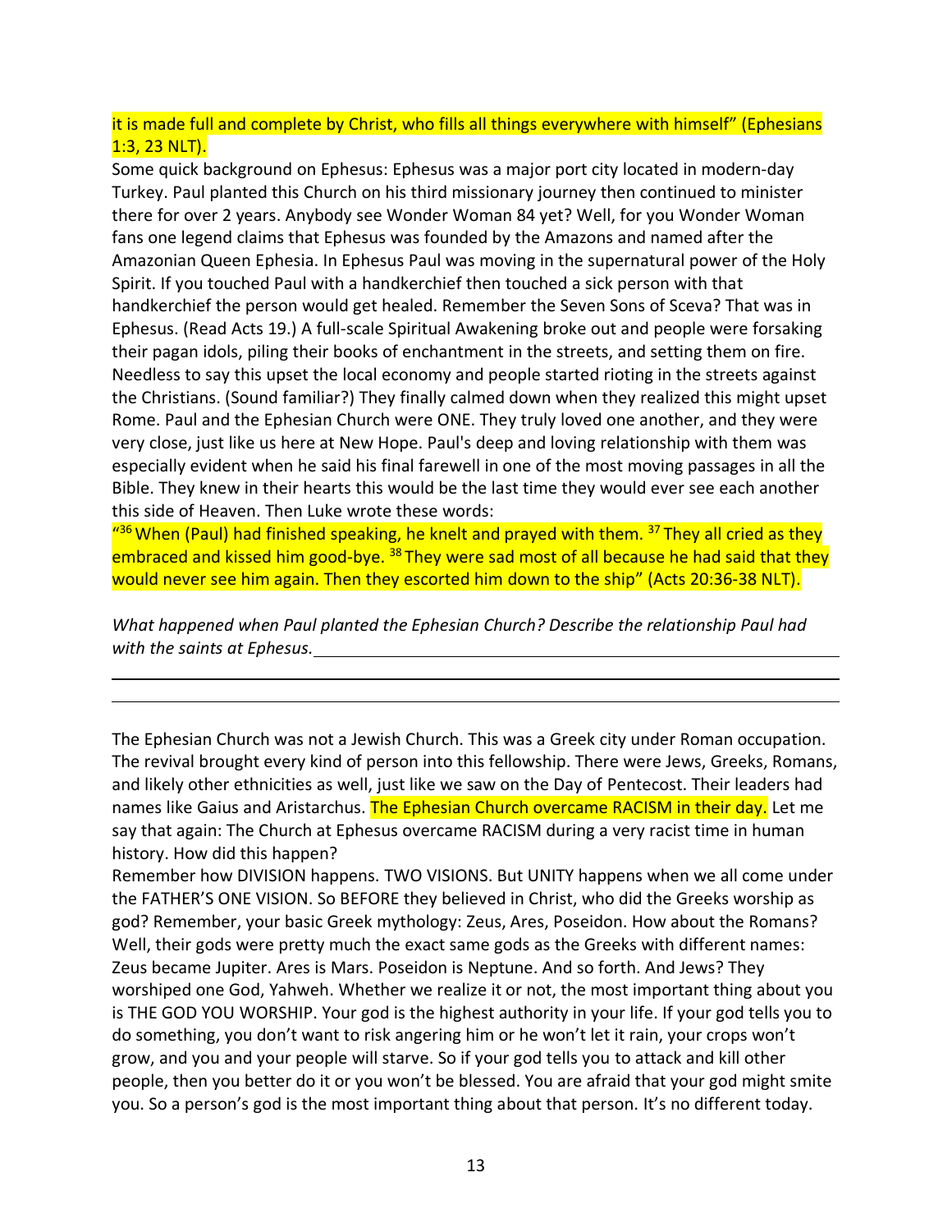it is made full and complete by Christ, who fills all things everywhere with himself" (Ephesians 1:3, 23 NLT).

Some quick background on Ephesus: Ephesus was a major port city located in modern-day Turkey. Paul planted this Church on his third missionary journey then continued to minister there for over 2 years. Anybody see Wonder Woman 84 yet? Well, for you Wonder Woman fans one legend claims that Ephesus was founded by the Amazons and named after the Amazonian Queen Ephesia. In Ephesus Paul was moving in the supernatural power of the Holy Spirit. If you touched Paul with a handkerchief then touched a sick person with that handkerchief the person would get healed. Remember the Seven Sons of Sceva? That was in Ephesus. (Read Acts 19.) A full-scale Spiritual Awakening broke out and people were forsaking their pagan idols, piling their books of enchantment in the streets, and setting them on fire. Needless to say this upset the local economy and people started rioting in the streets against the Christians. (Sound familiar?) They finally calmed down when they realized this might upset Rome. Paul and the Ephesian Church were ONE. They truly loved one another, and they were very close, just like us here at New Hope. Paul's deep and loving relationship with them was especially evident when he said his final farewell in one of the most moving passages in all the Bible. They knew in their hearts this would be the last time they would ever see each other this side of Heaven. Then Luke wrote these words:

"[36] When (Paul) had finished speaking, he knelt and prayed with them. [37] They all cried as they embraced and kissed him good-bye. [38] They were sad most of all because he had said that they would never see him again. Then they escorted him down to the ship" (Acts 20:36-38 NLT).

*What happened when Paul planted the Ephesian Church? Describe the relationship Paul had with the saints at Ephesus.* ______________________________

______________________________________________________________________

______________________________________________________________________

The Ephesian Church was not a Jewish Church. This was a Greek city under Roman occupation. The revival brought every kind of person into this fellowship. There were Jews, Greeks, Romans, and likely other ethnicities as well, just like we saw on the Day of Pentecost. Their leaders had names like Gaius and Aristarchus. The Ephesian Church overcame RACISM in their day. Let me say that again: The Church at Ephesus overcame RACISM during a very racist time in human history. How did this happen?

Remember how DIVISION happens. TWO VISIONS. But UNITY happens when we all come under the FATHER'S ONE VISION. So BEFORE they believed in Christ, who did the Greeks worship as god? Remember, your basic Greek mythology: Zeus, Ares, Poseidon. How about the Romans? Well, their gods were pretty much the exact same gods as the Greeks with different names: Zeus became Jupiter. Ares is Mars. Poseidon is Neptune. And so forth. And Jews? They worshiped one God, Yahweh. Whether we realize it or not, the most important thing about you is THE GOD YOU WORSHIP. Your god is the highest authority in your life. If your god tells you to do something, you don't want to risk angering him or he won't let it rain, your crops won't grow, and you and your people will starve. So if your god tells you to attack and kill other people, then you better do it or you won't be blessed. You are afraid that your god might smite you. So a person's god is the most important thing about that person. It's no different today.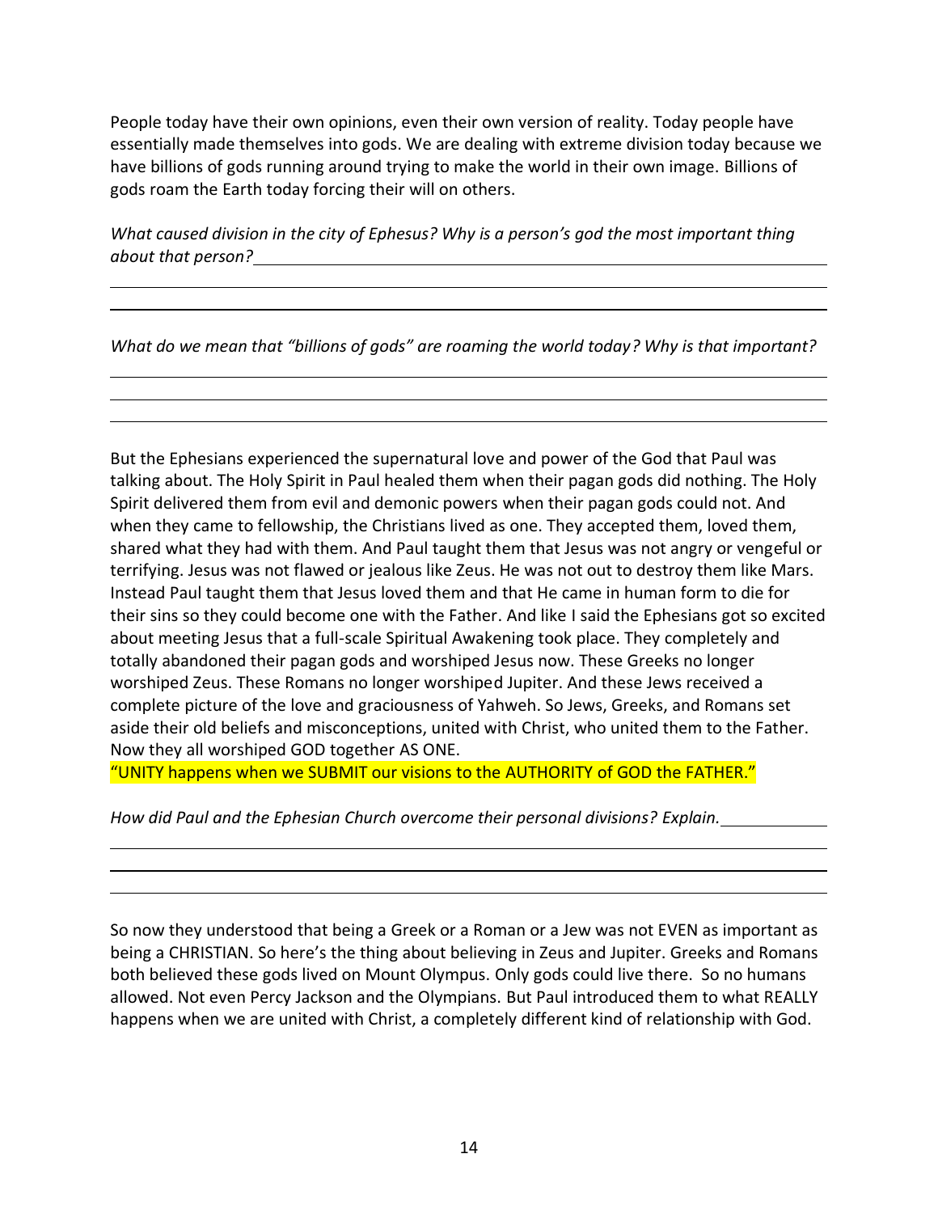People today have their own opinions, even their own version of reality. Today people have essentially made themselves into gods. We are dealing with extreme division today because we have billions of gods running around trying to make the world in their own image. Billions of gods roam the Earth today forcing their will on others.

*What caused division in the city of Ephesus? Why is a person's god the most important thing about that person?*

*What do we mean that "billions of gods" are roaming the world today? Why is that important?*

But the Ephesians experienced the supernatural love and power of the God that Paul was talking about. The Holy Spirit in Paul healed them when their pagan gods did nothing. The Holy Spirit delivered them from evil and demonic powers when their pagan gods could not. And when they came to fellowship, the Christians lived as one. They accepted them, loved them, shared what they had with them. And Paul taught them that Jesus was not angry or vengeful or terrifying. Jesus was not flawed or jealous like Zeus. He was not out to destroy them like Mars. Instead Paul taught them that Jesus loved them and that He came in human form to die for their sins so they could become one with the Father. And like I said the Ephesians got so excited about meeting Jesus that a full-scale Spiritual Awakening took place. They completely and totally abandoned their pagan gods and worshiped Jesus now. These Greeks no longer worshiped Zeus. These Romans no longer worshiped Jupiter. And these Jews received a complete picture of the love and graciousness of Yahweh. So Jews, Greeks, and Romans set aside their old beliefs and misconceptions, united with Christ, who united them to the Father. Now they all worshiped GOD together AS ONE.

"UNITY happens when we SUBMIT our visions to the AUTHORITY of GOD the FATHER."

*How did Paul and the Ephesian Church overcome their personal divisions? Explain.*

So now they understood that being a Greek or a Roman or a Jew was not EVEN as important as being a CHRISTIAN. So here's the thing about believing in Zeus and Jupiter. Greeks and Romans both believed these gods lived on Mount Olympus. Only gods could live there. So no humans allowed. Not even Percy Jackson and the Olympians. But Paul introduced them to what REALLY happens when we are united with Christ, a completely different kind of relationship with God.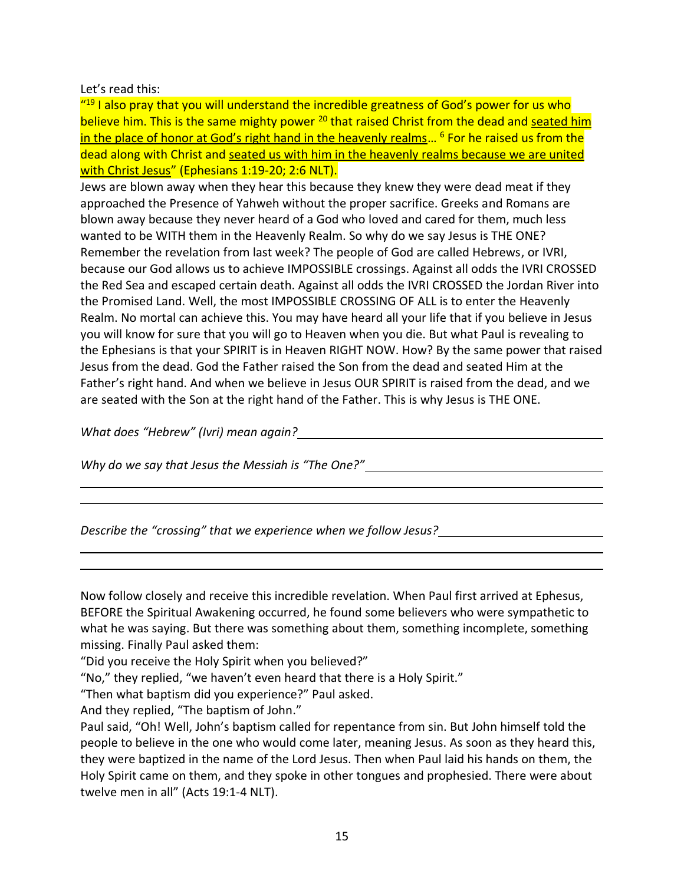Let's read this:

"[19] I also pray that you will understand the incredible greatness of God's power for us who believe him. This is the same mighty power [20] that raised Christ from the dead and seated him in the place of honor at God's right hand in the heavenly realms… [6] For he raised us from the dead along with Christ and seated us with him in the heavenly realms because we are united with Christ Jesus" (Ephesians 1:19-20; 2:6 NLT).

Jews are blown away when they hear this because they knew they were dead meat if they approached the Presence of Yahweh without the proper sacrifice. Greeks and Romans are blown away because they never heard of a God who loved and cared for them, much less wanted to be WITH them in the Heavenly Realm. So why do we say Jesus is THE ONE? Remember the revelation from last week? The people of God are called Hebrews, or IVRI, because our God allows us to achieve IMPOSSIBLE crossings. Against all odds the IVRI CROSSED the Red Sea and escaped certain death. Against all odds the IVRI CROSSED the Jordan River into the Promised Land. Well, the most IMPOSSIBLE CROSSING OF ALL is to enter the Heavenly Realm. No mortal can achieve this. You may have heard all your life that if you believe in Jesus you will know for sure that you will go to Heaven when you die. But what Paul is revealing to the Ephesians is that your SPIRIT is in Heaven RIGHT NOW. How? By the same power that raised Jesus from the dead. God the Father raised the Son from the dead and seated Him at the Father's right hand. And when we believe in Jesus OUR SPIRIT is raised from the dead, and we are seated with the Son at the right hand of the Father. This is why Jesus is THE ONE.

*What does "Hebrew" (Ivri) mean again?* ______________________________

*Why do we say that Jesus the Messiah is "The One?"* ______________________________

______________________________________________________________________

______________________________________________________________________

*Describe the "crossing" that we experience when we follow Jesus?* ______________________________

______________________________________________________________________

______________________________________________________________________

Now follow closely and receive this incredible revelation. When Paul first arrived at Ephesus, BEFORE the Spiritual Awakening occurred, he found some believers who were sympathetic to what he was saying. But there was something about them, something incomplete, something missing. Finally Paul asked them:

"Did you receive the Holy Spirit when you believed?"

"No," they replied, "we haven't even heard that there is a Holy Spirit."

"Then what baptism did you experience?" Paul asked.

And they replied, "The baptism of John."

Paul said, "Oh! Well, John's baptism called for repentance from sin. But John himself told the people to believe in the one who would come later, meaning Jesus. As soon as they heard this, they were baptized in the name of the Lord Jesus. Then when Paul laid his hands on them, the Holy Spirit came on them, and they spoke in other tongues and prophesied. There were about twelve men in all" (Acts 19:1-4 NLT).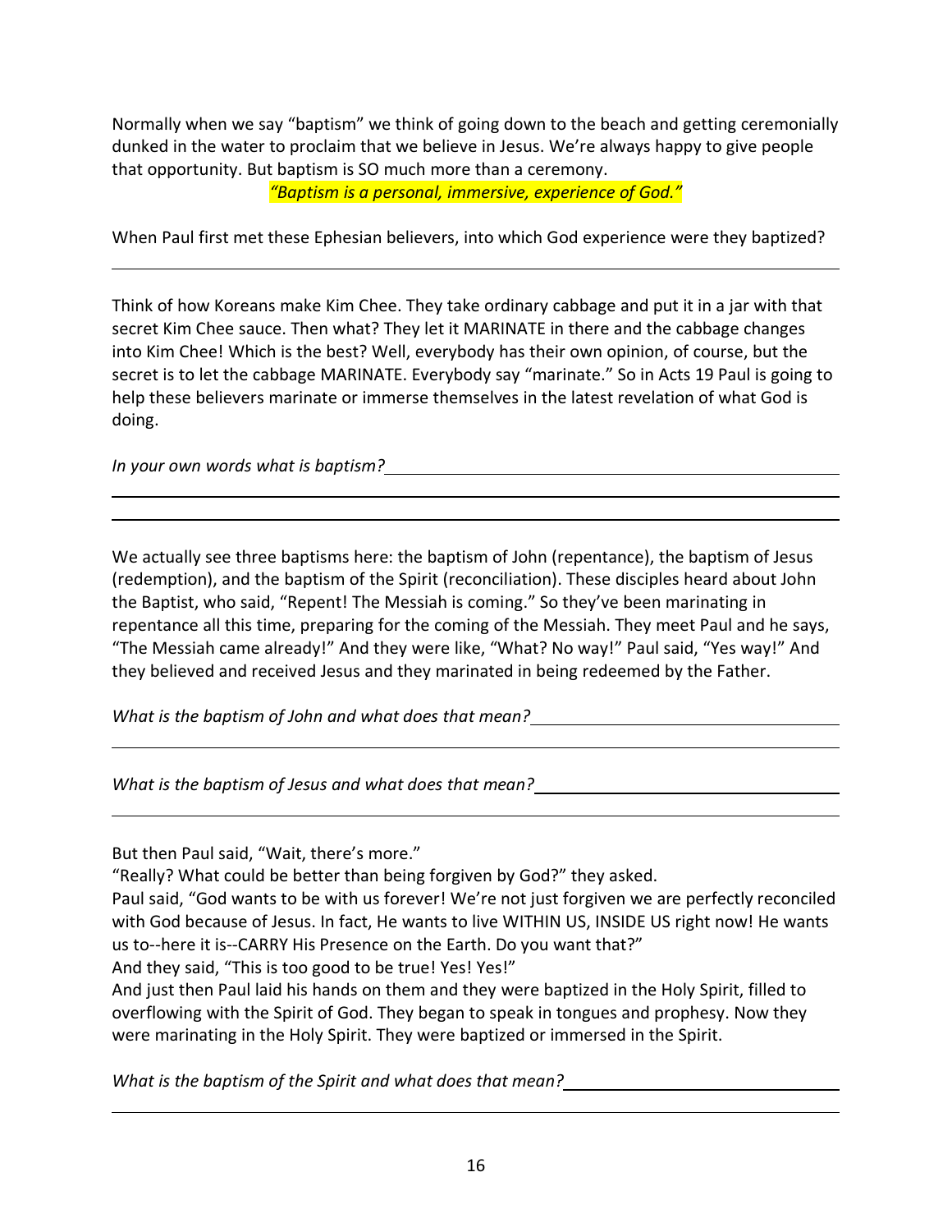Normally when we say "baptism" we think of going down to the beach and getting ceremonially dunked in the water to proclaim that we believe in Jesus. We're always happy to give people that opportunity. But baptism is SO much more than a ceremony.

*"Baptism is a personal, immersive, experience of God."*

When Paul first met these Ephesian believers, into which God experience were they baptized?

___

Think of how Koreans make Kim Chee. They take ordinary cabbage and put it in a jar with that secret Kim Chee sauce. Then what? They let it MARINATE in there and the cabbage changes into Kim Chee! Which is the best? Well, everybody has their own opinion, of course, but the secret is to let the cabbage MARINATE. Everybody say "marinate." So in Acts 19 Paul is going to help these believers marinate or immerse themselves in the latest revelation of what God is doing.

*In your own words what is baptism?* ___

___

___

We actually see three baptisms here: the baptism of John (repentance), the baptism of Jesus (redemption), and the baptism of the Spirit (reconciliation). These disciples heard about John the Baptist, who said, "Repent! The Messiah is coming." So they've been marinating in repentance all this time, preparing for the coming of the Messiah. They meet Paul and he says, "The Messiah came already!" And they were like, "What? No way!" Paul said, "Yes way!" And they believed and received Jesus and they marinated in being redeemed by the Father.

*What is the baptism of John and what does that mean?* ___

___

*What is the baptism of Jesus and what does that mean?* ___

___

But then Paul said, "Wait, there's more."

"Really? What could be better than being forgiven by God?" they asked.

Paul said, "God wants to be with us forever! We're not just forgiven we are perfectly reconciled with God because of Jesus. In fact, He wants to live WITHIN US, INSIDE US right now! He wants us to--here it is--CARRY His Presence on the Earth. Do you want that?"

And they said, "This is too good to be true! Yes! Yes!"

And just then Paul laid his hands on them and they were baptized in the Holy Spirit, filled to overflowing with the Spirit of God. They began to speak in tongues and prophesy. Now they were marinating in the Holy Spirit. They were baptized or immersed in the Spirit.

*What is the baptism of the Spirit and what does that mean?* ___

___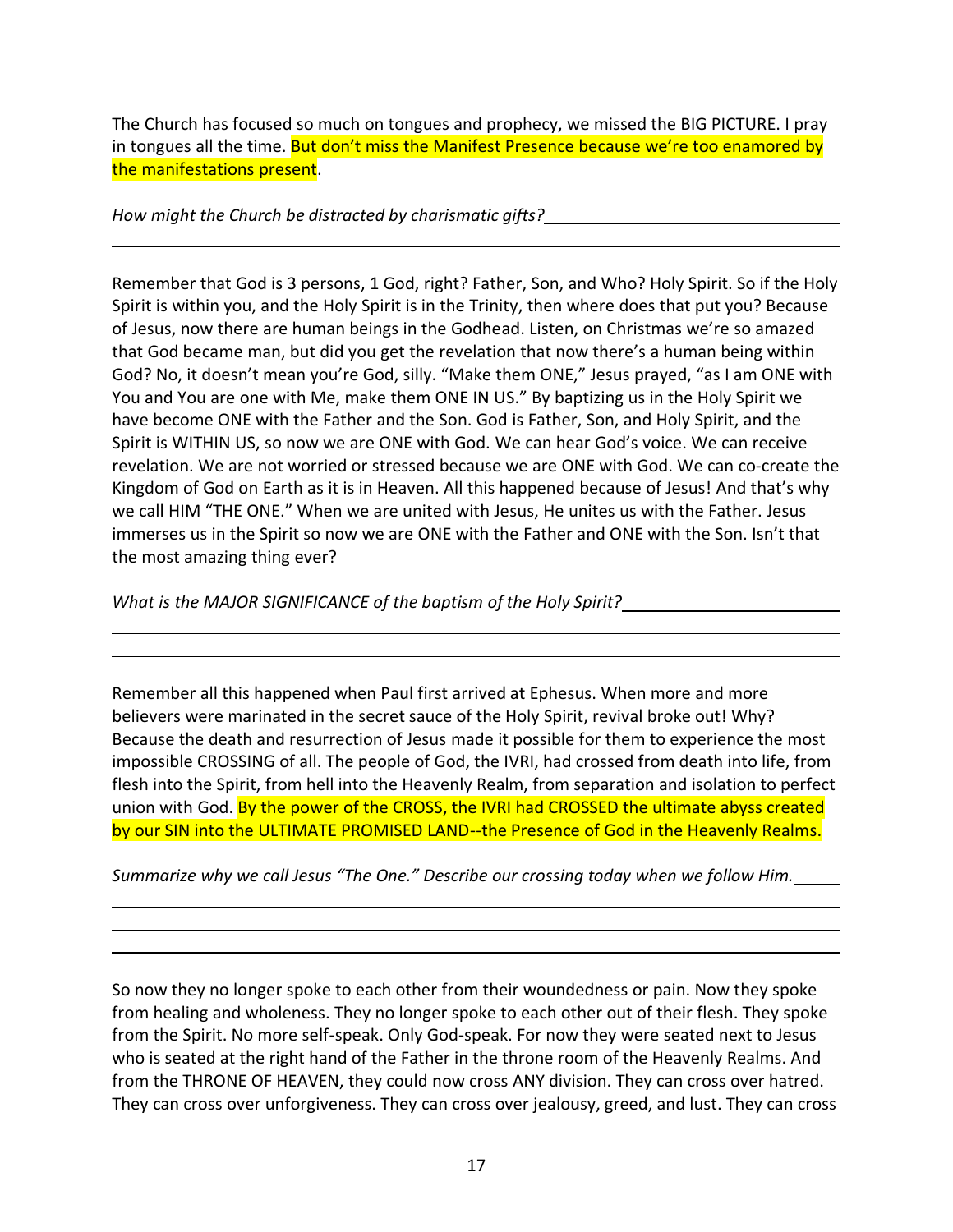The Church has focused so much on tongues and prophecy, we missed the BIG PICTURE. I pray in tongues all the time. But don't miss the Manifest Presence because we're too enamored by the manifestations present.

*How might the Church be distracted by charismatic gifts?* \_\_\_\_\_\_\_\_\_\_\_\_\_\_\_\_\_\_\_\_\_\_\_\_\_\_\_\_\_\_\_\_

\_\_\_\_\_\_\_\_\_\_\_\_\_\_\_\_\_\_\_\_\_\_\_\_\_\_\_\_\_\_\_\_\_\_\_\_\_\_\_\_\_\_\_\_\_\_\_\_\_\_\_\_\_\_\_\_\_\_\_\_\_\_\_\_\_\_\_\_\_\_\_\_\_\_\_\_\_\_

Remember that God is 3 persons, 1 God, right? Father, Son, and Who? Holy Spirit. So if the Holy Spirit is within you, and the Holy Spirit is in the Trinity, then where does that put you? Because of Jesus, now there are human beings in the Godhead. Listen, on Christmas we're so amazed that God became man, but did you get the revelation that now there's a human being within God? No, it doesn't mean you're God, silly. "Make them ONE," Jesus prayed, "as I am ONE with You and You are one with Me, make them ONE IN US." By baptizing us in the Holy Spirit we have become ONE with the Father and the Son. God is Father, Son, and Holy Spirit, and the Spirit is WITHIN US, so now we are ONE with God. We can hear God's voice. We can receive revelation. We are not worried or stressed because we are ONE with God. We can co-create the Kingdom of God on Earth as it is in Heaven. All this happened because of Jesus! And that's why we call HIM "THE ONE." When we are united with Jesus, He unites us with the Father. Jesus immerses us in the Spirit so now we are ONE with the Father and ONE with the Son. Isn't that the most amazing thing ever?

*What is the MAJOR SIGNIFICANCE of the baptism of the Holy Spirit?* \_\_\_\_\_\_\_\_\_\_\_\_\_\_\_\_\_\_\_\_\_\_\_\_

\_\_\_\_\_\_\_\_\_\_\_\_\_\_\_\_\_\_\_\_\_\_\_\_\_\_\_\_\_\_\_\_\_\_\_\_\_\_\_\_\_\_\_\_\_\_\_\_\_\_\_\_\_\_\_\_\_\_\_\_\_\_\_\_\_\_\_\_\_\_\_\_\_\_\_\_\_\_

\_\_\_\_\_\_\_\_\_\_\_\_\_\_\_\_\_\_\_\_\_\_\_\_\_\_\_\_\_\_\_\_\_\_\_\_\_\_\_\_\_\_\_\_\_\_\_\_\_\_\_\_\_\_\_\_\_\_\_\_\_\_\_\_\_\_\_\_\_\_\_\_\_\_\_\_\_\_

Remember all this happened when Paul first arrived at Ephesus. When more and more believers were marinated in the secret sauce of the Holy Spirit, revival broke out! Why? Because the death and resurrection of Jesus made it possible for them to experience the most impossible CROSSING of all. The people of God, the IVRI, had crossed from death into life, from flesh into the Spirit, from hell into the Heavenly Realm, from separation and isolation to perfect union with God. By the power of the CROSS, the IVRI had CROSSED the ultimate abyss created by our SIN into the ULTIMATE PROMISED LAND--the Presence of God in the Heavenly Realms.

*Summarize why we call Jesus "The One." Describe our crossing today when we follow Him.* \_\_\_\_\_

\_\_\_\_\_\_\_\_\_\_\_\_\_\_\_\_\_\_\_\_\_\_\_\_\_\_\_\_\_\_\_\_\_\_\_\_\_\_\_\_\_\_\_\_\_\_\_\_\_\_\_\_\_\_\_\_\_\_\_\_\_\_\_\_\_\_\_\_\_\_\_\_\_\_\_\_\_\_

\_\_\_\_\_\_\_\_\_\_\_\_\_\_\_\_\_\_\_\_\_\_\_\_\_\_\_\_\_\_\_\_\_\_\_\_\_\_\_\_\_\_\_\_\_\_\_\_\_\_\_\_\_\_\_\_\_\_\_\_\_\_\_\_\_\_\_\_\_\_\_\_\_\_\_\_\_\_

\_\_\_\_\_\_\_\_\_\_\_\_\_\_\_\_\_\_\_\_\_\_\_\_\_\_\_\_\_\_\_\_\_\_\_\_\_\_\_\_\_\_\_\_\_\_\_\_\_\_\_\_\_\_\_\_\_\_\_\_\_\_\_\_\_\_\_\_\_\_\_\_\_\_\_\_\_\_

So now they no longer spoke to each other from their woundedness or pain. Now they spoke from healing and wholeness. They no longer spoke to each other out of their flesh. They spoke from the Spirit. No more self-speak. Only God-speak. For now they were seated next to Jesus who is seated at the right hand of the Father in the throne room of the Heavenly Realms. And from the THRONE OF HEAVEN, they could now cross ANY division. They can cross over hatred. They can cross over unforgiveness. They can cross over jealousy, greed, and lust. They can cross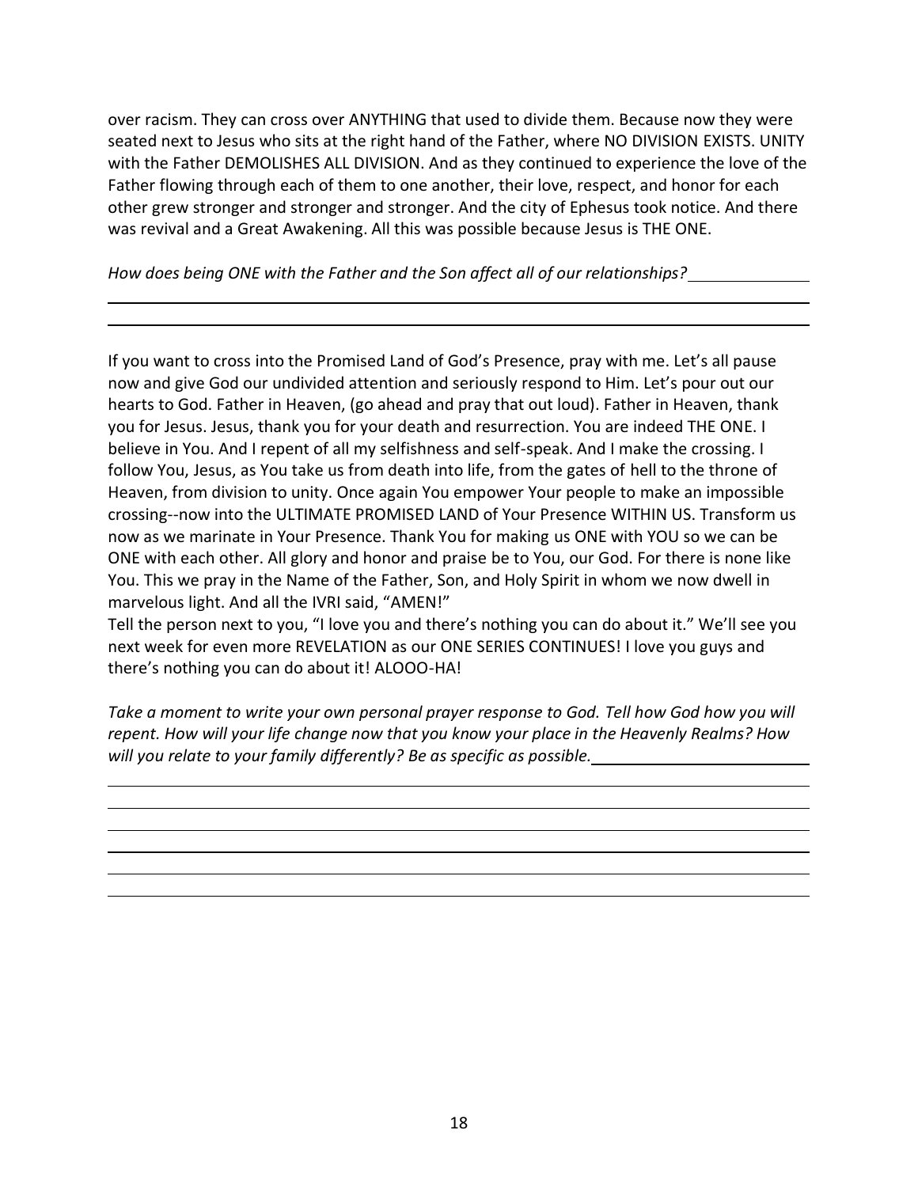over racism. They can cross over ANYTHING that used to divide them. Because now they were seated next to Jesus who sits at the right hand of the Father, where NO DIVISION EXISTS. UNITY with the Father DEMOLISHES ALL DIVISION. And as they continued to experience the love of the Father flowing through each of them to one another, their love, respect, and honor for each other grew stronger and stronger and stronger. And the city of Ephesus took notice. And there was revival and a Great Awakening. All this was possible because Jesus is THE ONE.

*How does being ONE with the Father and the Son affect all of our relationships?*

If you want to cross into the Promised Land of God's Presence, pray with me. Let's all pause now and give God our undivided attention and seriously respond to Him. Let's pour out our hearts to God. Father in Heaven, (go ahead and pray that out loud). Father in Heaven, thank you for Jesus. Jesus, thank you for your death and resurrection. You are indeed THE ONE. I believe in You. And I repent of all my selfishness and self-speak. And I make the crossing. I follow You, Jesus, as You take us from death into life, from the gates of hell to the throne of Heaven, from division to unity. Once again You empower Your people to make an impossible crossing--now into the ULTIMATE PROMISED LAND of Your Presence WITHIN US. Transform us now as we marinate in Your Presence. Thank You for making us ONE with YOU so we can be ONE with each other. All glory and honor and praise be to You, our God. For there is none like You. This we pray in the Name of the Father, Son, and Holy Spirit in whom we now dwell in marvelous light. And all the IVRI said, "AMEN!"

Tell the person next to you, "I love you and there's nothing you can do about it." We'll see you next week for even more REVELATION as our ONE SERIES CONTINUES! I love you guys and there's nothing you can do about it! ALOOO-HA!

*Take a moment to write your own personal prayer response to God. Tell how God how you will repent. How will your life change now that you know your place in the Heavenly Realms? How will you relate to your family differently? Be as specific as possible.*